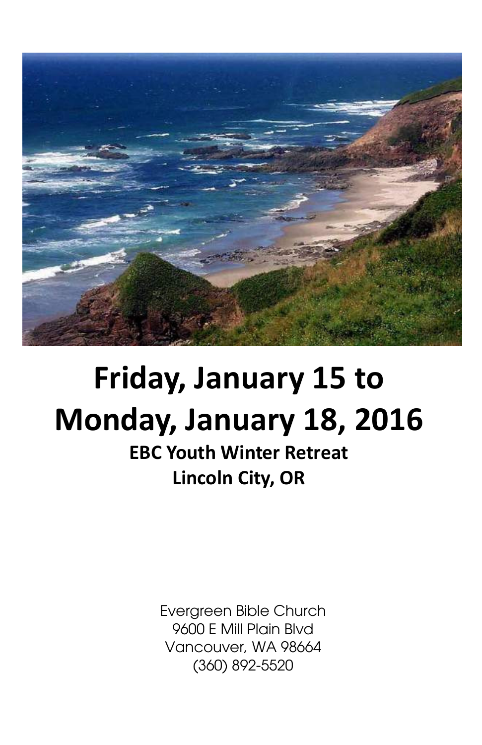# Friday, January 15 to Monday, January 18, 2016

**EBC Youth Winter Retreat**

**Lincoln City, OR**

Evergreen Bible Church
9600 E Mill Plain Blvd
Vancouver, WA 98664
(360) 892-5520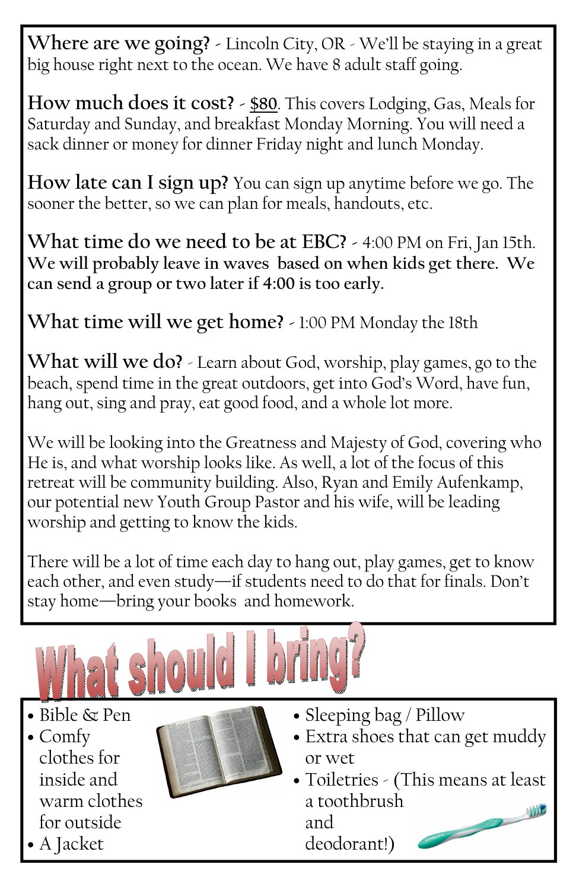**Where are we going?** - Lincoln City, OR - We'll be staying in a great big house right next to the ocean. We have 8 adult staff going.

**How much does it cost?** - <u>$80</u>. This covers Lodging, Gas, Meals for Saturday and Sunday, and breakfast Monday Morning. You will need a sack dinner or money for dinner Friday night and lunch Monday.

**How late can I sign up?** You can sign up anytime before we go. The sooner the better, so we can plan for meals, handouts, etc.

**What time do we need to be at EBC?** - 4:00 PM on Fri, Jan 15th. **We will probably leave in waves based on when kids get there. We can send a group or two later if 4:00 is too early.**

**What time will we get home?** - 1:00 PM Monday the 18th

**What will we do?** - Learn about God, worship, play games, go to the beach, spend time in the great outdoors, get into God's Word, have fun, hang out, sing and pray, eat good food, and a whole lot more.

We will be looking into the Greatness and Majesty of God, covering who He is, and what worship looks like. As well, a lot of the focus of this retreat will be community building. Also, Ryan and Emily Aufenkamp, our potential new Youth Group Pastor and his wife, will be leading worship and getting to know the kids.

There will be a lot of time each day to hang out, play games, get to know each other, and even study—if students need to do that for finals. Don't stay home—bring your books and homework.

# What should I bring?

- Bible & Pen
- Comfy clothes for inside and warm clothes for outside
- A Jacket
- Sleeping bag / Pillow
- Extra shoes that can get muddy or wet
- Toiletries - (This means at least a toothbrush and deodorant!)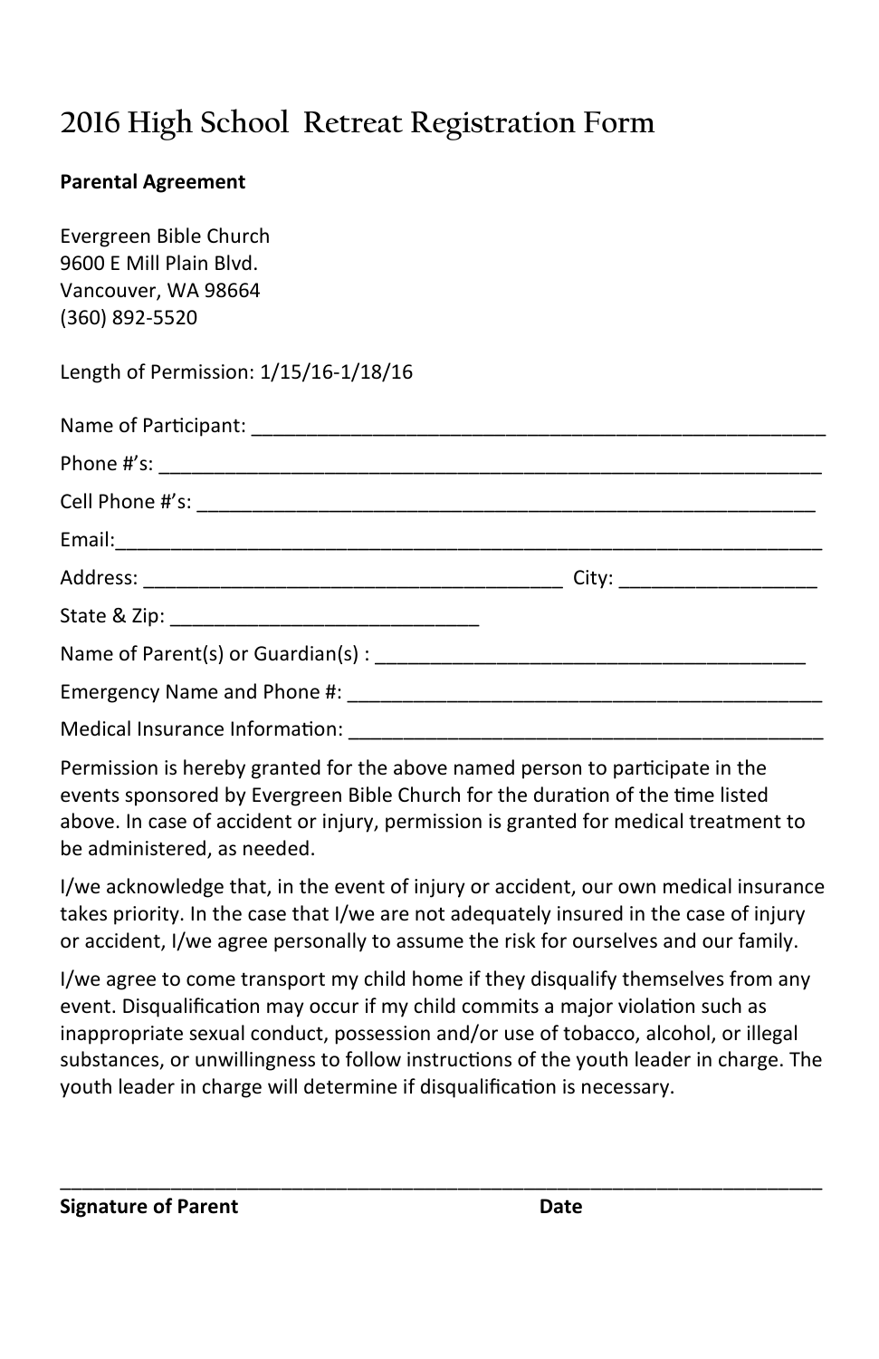# 2016 High School Retreat Registration Form

**Parental Agreement**

Evergreen Bible Church
9600 E Mill Plain Blvd.
Vancouver, WA 98664
(360) 892-5520

Length of Permission: 1/15/16-1/18/16

Name of Participant: ______________________________________________________

Phone #'s: ______________________________________________________________

Cell Phone #'s: __________________________________________________________

Email:__________________________________________________________________

Address: _______________________________________ City: __________________

State & Zip: ____________________________

Name of Parent(s) or Guardian(s) : _________________________________________

Emergency Name and Phone #: ____________________________________________

Medical Insurance Information: ____________________________________________

Permission is hereby granted for the above named person to participate in the events sponsored by Evergreen Bible Church for the duration of the time listed above. In case of accident or injury, permission is granted for medical treatment to be administered, as needed.

I/we acknowledge that, in the event of injury or accident, our own medical insurance takes priority. In the case that I/we are not adequately insured in the case of injury or accident, I/we agree personally to assume the risk for ourselves and our family.

I/we agree to come transport my child home if they disqualify themselves from any event. Disqualification may occur if my child commits a major violation such as inappropriate sexual conduct, possession and/or use of tobacco, alcohol, or illegal substances, or unwillingness to follow instructions of the youth leader in charge. The youth leader in charge will determine if disqualification is necessary.

_____________________________________________________________________________

**Signature of Parent** **Date**